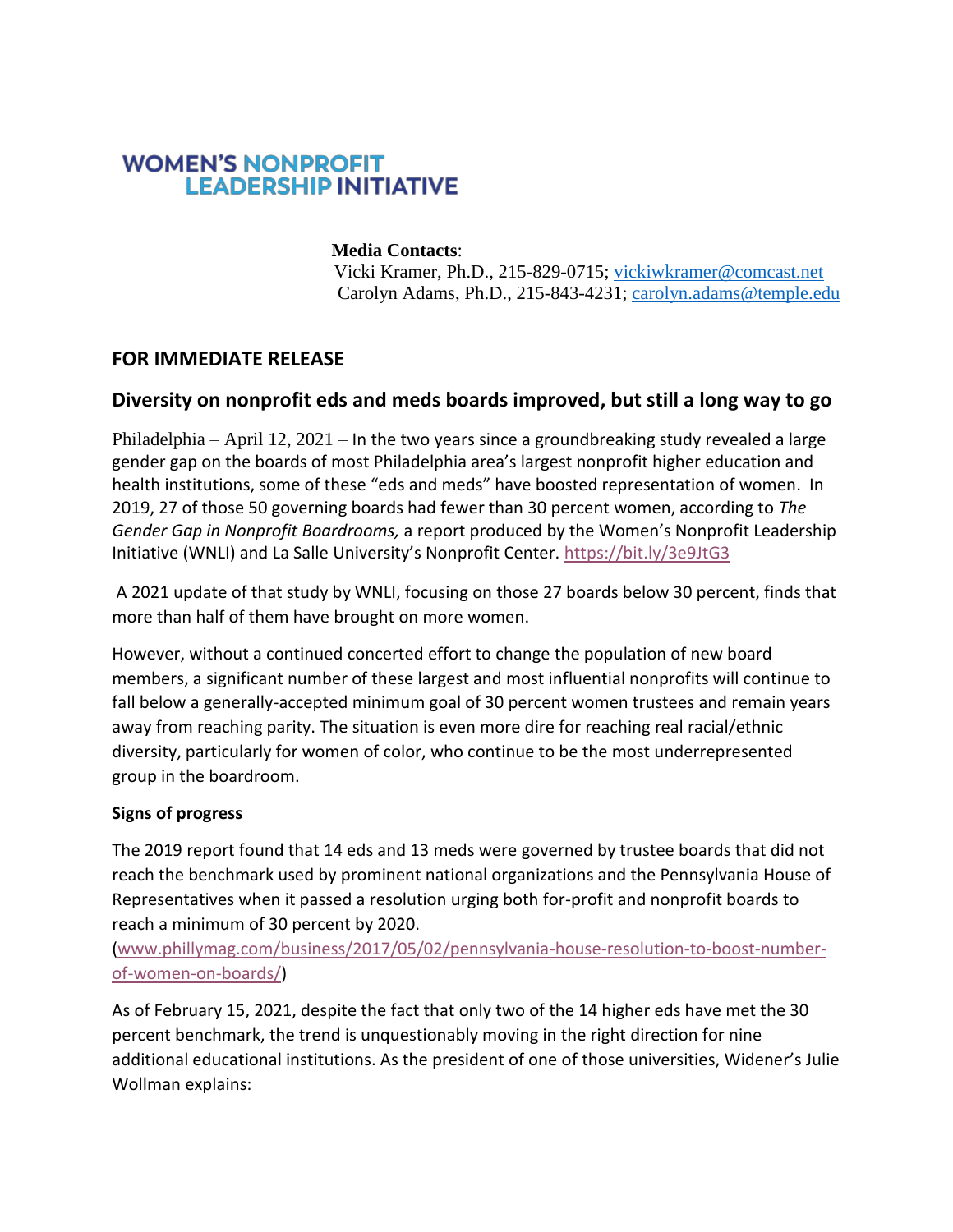**WOMEN'S NONPROFIT LEADERSHIP INITIATIVE**

**Media Contacts**:
Vicki Kramer, Ph.D., 215-829-0715; vickiwkramer@comcast.net
Carolyn Adams, Ph.D., 215-843-4231; carolyn.adams@temple.edu

## FOR IMMEDIATE RELEASE

## Diversity on nonprofit eds and meds boards improved, but still a long way to go

Philadelphia – April 12, 2021 – In the two years since a groundbreaking study revealed a large gender gap on the boards of most Philadelphia area's largest nonprofit higher education and health institutions, some of these "eds and meds" have boosted representation of women. In 2019, 27 of those 50 governing boards had fewer than 30 percent women, according to *The Gender Gap in Nonprofit Boardrooms,* a report produced by the Women's Nonprofit Leadership Initiative (WNLI) and La Salle University's Nonprofit Center. https://bit.ly/3e9JtG3

A 2021 update of that study by WNLI, focusing on those 27 boards below 30 percent, finds that more than half of them have brought on more women.

However, without a continued concerted effort to change the population of new board members, a significant number of these largest and most influential nonprofits will continue to fall below a generally-accepted minimum goal of 30 percent women trustees and remain years away from reaching parity. The situation is even more dire for reaching real racial/ethnic diversity, particularly for women of color, who continue to be the most underrepresented group in the boardroom.

**Signs of progress**

The 2019 report found that 14 eds and 13 meds were governed by trustee boards that did not reach the benchmark used by prominent national organizations and the Pennsylvania House of Representatives when it passed a resolution urging both for-profit and nonprofit boards to reach a minimum of 30 percent by 2020. (www.phillymag.com/business/2017/05/02/pennsylvania-house-resolution-to-boost-number-of-women-on-boards/)

As of February 15, 2021, despite the fact that only two of the 14 higher eds have met the 30 percent benchmark, the trend is unquestionably moving in the right direction for nine additional educational institutions. As the president of one of those universities, Widener's Julie Wollman explains: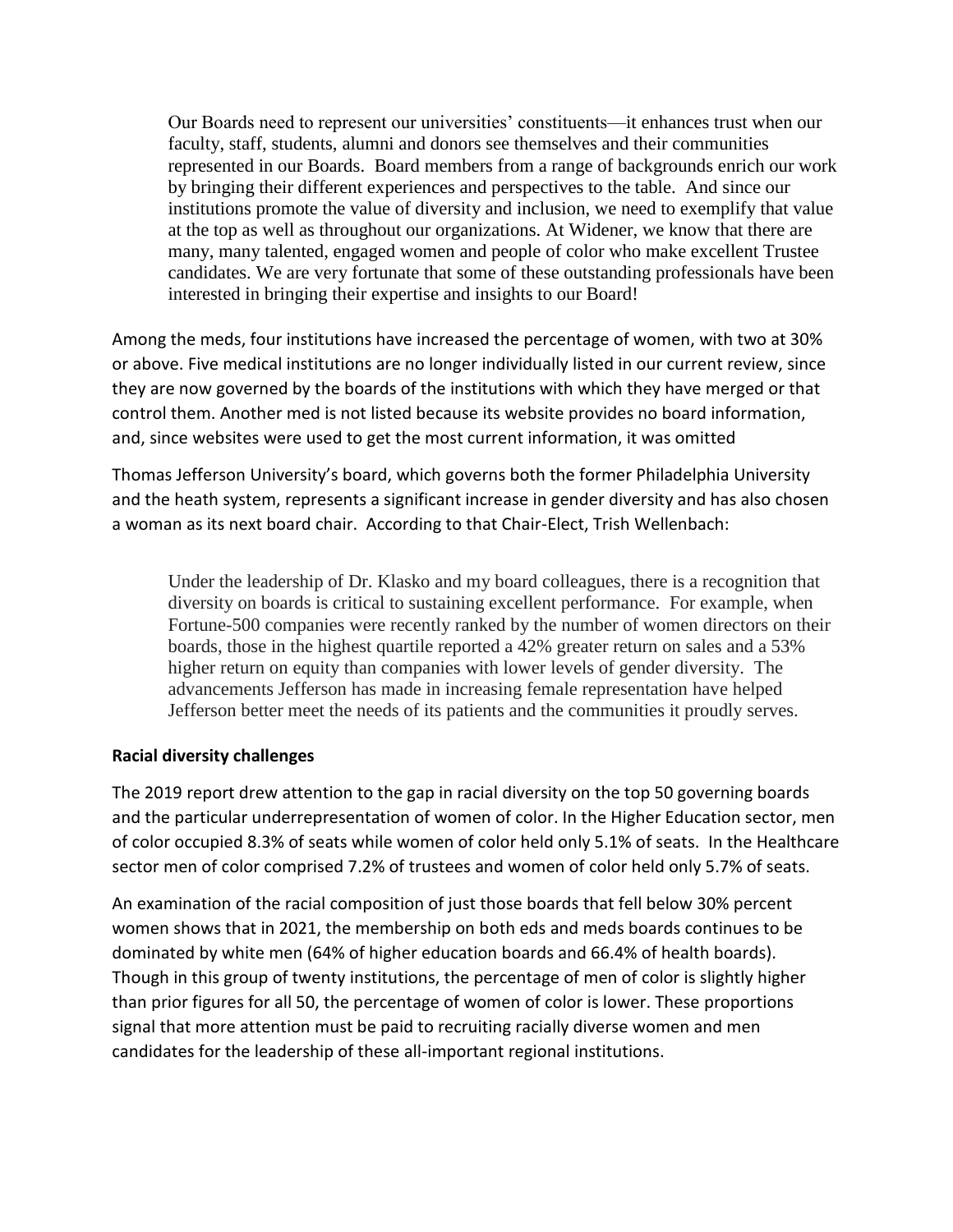> Our Boards need to represent our universities' constituents—it enhances trust when our faculty, staff, students, alumni and donors see themselves and their communities represented in our Boards. Board members from a range of backgrounds enrich our work by bringing their different experiences and perspectives to the table. And since our institutions promote the value of diversity and inclusion, we need to exemplify that value at the top as well as throughout our organizations. At Widener, we know that there are many, many talented, engaged women and people of color who make excellent Trustee candidates. We are very fortunate that some of these outstanding professionals have been interested in bringing their expertise and insights to our Board!

Among the meds, four institutions have increased the percentage of women, with two at 30% or above. Five medical institutions are no longer individually listed in our current review, since they are now governed by the boards of the institutions with which they have merged or that control them. Another med is not listed because its website provides no board information, and, since websites were used to get the most current information, it was omitted

Thomas Jefferson University's board, which governs both the former Philadelphia University and the heath system, represents a significant increase in gender diversity and has also chosen a woman as its next board chair. According to that Chair-Elect, Trish Wellenbach:

> Under the leadership of Dr. Klasko and my board colleagues, there is a recognition that diversity on boards is critical to sustaining excellent performance. For example, when Fortune-500 companies were recently ranked by the number of women directors on their boards, those in the highest quartile reported a 42% greater return on sales and a 53% higher return on equity than companies with lower levels of gender diversity. The advancements Jefferson has made in increasing female representation have helped Jefferson better meet the needs of its patients and the communities it proudly serves.

**Racial diversity challenges**

The 2019 report drew attention to the gap in racial diversity on the top 50 governing boards and the particular underrepresentation of women of color. In the Higher Education sector, men of color occupied 8.3% of seats while women of color held only 5.1% of seats. In the Healthcare sector men of color comprised 7.2% of trustees and women of color held only 5.7% of seats.

An examination of the racial composition of just those boards that fell below 30% percent women shows that in 2021, the membership on both eds and meds boards continues to be dominated by white men (64% of higher education boards and 66.4% of health boards). Though in this group of twenty institutions, the percentage of men of color is slightly higher than prior figures for all 50, the percentage of women of color is lower. These proportions signal that more attention must be paid to recruiting racially diverse women and men candidates for the leadership of these all-important regional institutions.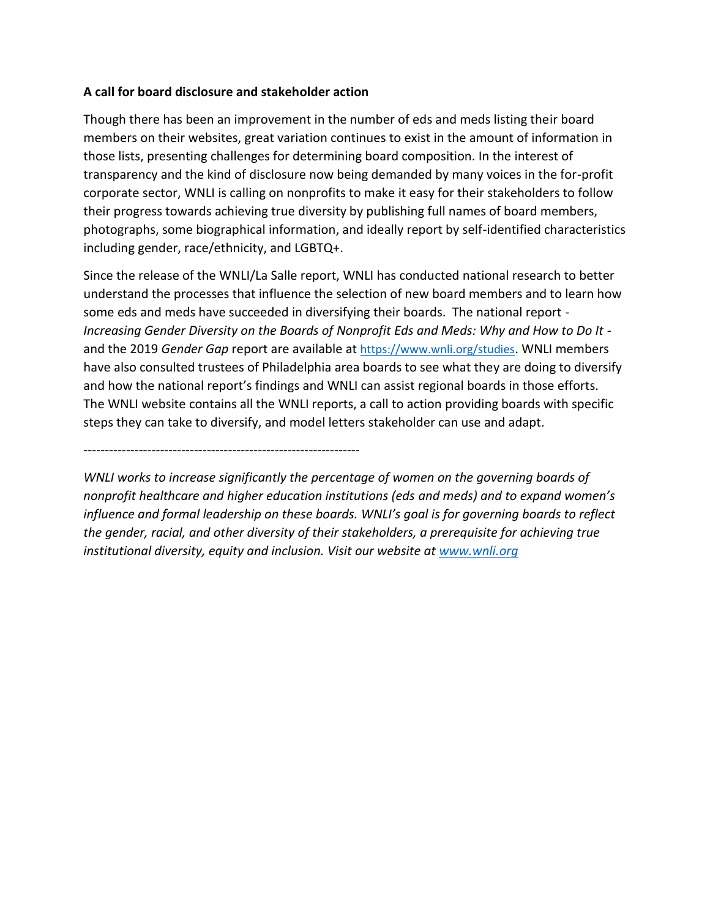**A call for board disclosure and stakeholder action**

Though there has been an improvement in the number of eds and meds listing their board members on their websites, great variation continues to exist in the amount of information in those lists, presenting challenges for determining board composition. In the interest of transparency and the kind of disclosure now being demanded by many voices in the for-profit corporate sector, WNLI is calling on nonprofits to make it easy for their stakeholders to follow their progress towards achieving true diversity by publishing full names of board members, photographs, some biographical information, and ideally report by self-identified characteristics including gender, race/ethnicity, and LGBTQ+.

Since the release of the WNLI/La Salle report, WNLI has conducted national research to better understand the processes that influence the selection of new board members and to learn how some eds and meds have succeeded in diversifying their boards. The national report - *Increasing Gender Diversity on the Boards of Nonprofit Eds and Meds: Why and How to Do It* - and the 2019 *Gender Gap* report are available at https://www.wnli.org/studies. WNLI members have also consulted trustees of Philadelphia area boards to see what they are doing to diversify and how the national report's findings and WNLI can assist regional boards in those efforts. The WNLI website contains all the WNLI reports, a call to action providing boards with specific steps they can take to diversify, and model letters stakeholder can use and adapt.

-----------------------------------------------------------------

*WNLI works to increase significantly the percentage of women on the governing boards of nonprofit healthcare and higher education institutions (eds and meds) and to expand women's influence and formal leadership on these boards. WNLI's goal is for governing boards to reflect the gender, racial, and other diversity of their stakeholders, a prerequisite for achieving true institutional diversity, equity and inclusion. Visit our website at www.wnli.org*